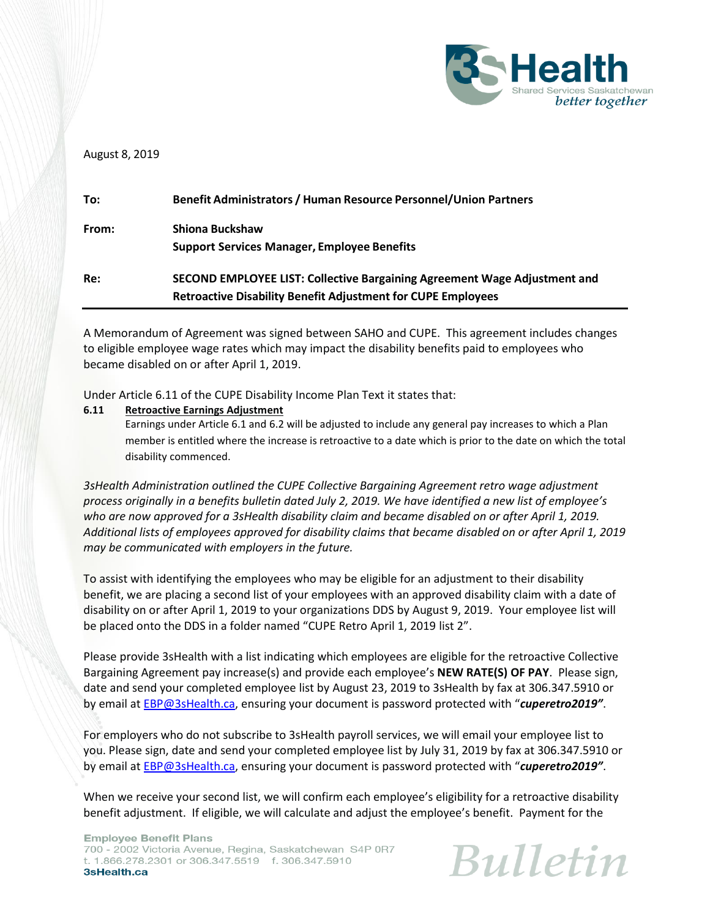August 8, 2019

| | |
|---|---|
| **To:** | **Benefit Administrators / Human Resource Personnel/Union Partners** |
| **From:** | **Shiona Buckshaw**<br>**Support Services Manager, Employee Benefits** |
| **Re:** | **SECOND EMPLOYEE LIST: Collective Bargaining Agreement Wage Adjustment and Retroactive Disability Benefit Adjustment for CUPE Employees** |

A Memorandum of Agreement was signed between SAHO and CUPE. This agreement includes changes to eligible employee wage rates which may impact the disability benefits paid to employees who became disabled on or after April 1, 2019.

Under Article 6.11 of the CUPE Disability Income Plan Text it states that:

**6.11 <u>Retroactive Earnings Adjustment</u>**

Earnings under Article 6.1 and 6.2 will be adjusted to include any general pay increases to which a Plan member is entitled where the increase is retroactive to a date which is prior to the date on which the total disability commenced.

*3sHealth Administration outlined the CUPE Collective Bargaining Agreement retro wage adjustment process originally in a benefits bulletin dated July 2, 2019. We have identified a new list of employee's who are now approved for a 3sHealth disability claim and became disabled on or after April 1, 2019. Additional lists of employees approved for disability claims that became disabled on or after April 1, 2019 may be communicated with employers in the future.*

To assist with identifying the employees who may be eligible for an adjustment to their disability benefit, we are placing a second list of your employees with an approved disability claim with a date of disability on or after April 1, 2019 to your organizations DDS by August 9, 2019. Your employee list will be placed onto the DDS in a folder named "CUPE Retro April 1, 2019 list 2".

Please provide 3sHealth with a list indicating which employees are eligible for the retroactive Collective Bargaining Agreement pay increase(s) and provide each employee's **NEW RATE(S) OF PAY**. Please sign, date and send your completed employee list by August 23, 2019 to 3sHealth by fax at 306.347.5910 or by email at EBP@3sHealth.ca, ensuring your document is password protected with "***cuperetro2019***".

For employers who do not subscribe to 3sHealth payroll services, we will email your employee list to you. Please sign, date and send your completed employee list by July 31, 2019 by fax at 306.347.5910 or by email at EBP@3sHealth.ca, ensuring your document is password protected with "***cuperetro2019***".

When we receive your second list, we will confirm each employee's eligibility for a retroactive disability benefit adjustment. If eligible, we will calculate and adjust the employee's benefit. Payment for the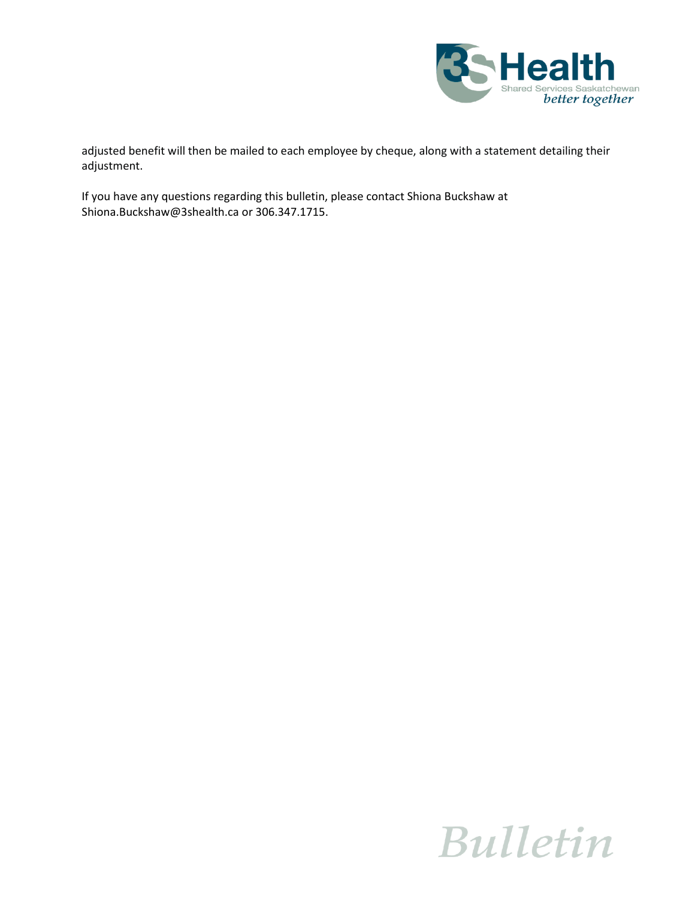adjusted benefit will then be mailed to each employee by cheque, along with a statement detailing their adjustment.

If you have any questions regarding this bulletin, please contact Shiona Buckshaw at Shiona.Buckshaw@3shealth.ca or 306.347.1715.